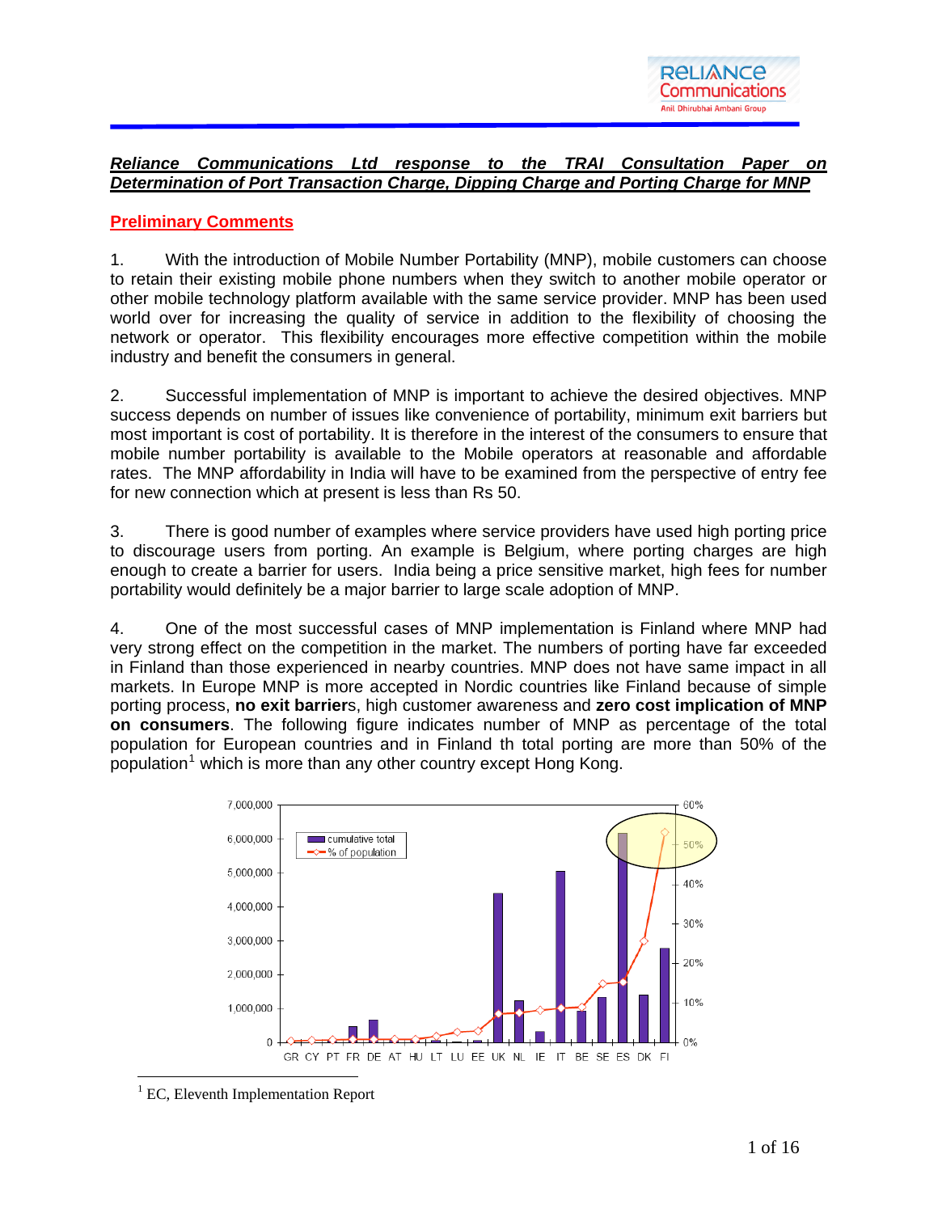## *Reliance Communications Ltd response to the TRAI Consultation Paper on Determination of Port Transaction Charge, Dipping Charge and Porting Charge for MNP*

### Preliminary Comments

1. With the introduction of Mobile Number Portability (MNP), mobile customers can choose to retain their existing mobile phone numbers when they switch to another mobile operator or other mobile technology platform available with the same service provider. MNP has been used world over for increasing the quality of service in addition to the flexibility of choosing the network or operator. This flexibility encourages more effective competition within the mobile industry and benefit the consumers in general.

2. Successful implementation of MNP is important to achieve the desired objectives. MNP success depends on number of issues like convenience of portability, minimum exit barriers but most important is cost of portability. It is therefore in the interest of the consumers to ensure that mobile number portability is available to the Mobile operators at reasonable and affordable rates. The MNP affordability in India will have to be examined from the perspective of entry fee for new connection which at present is less than Rs 50.

3. There is good number of examples where service providers have used high porting price to discourage users from porting. An example is Belgium, where porting charges are high enough to create a barrier for users. India being a price sensitive market, high fees for number portability would definitely be a major barrier to large scale adoption of MNP.

4. One of the most successful cases of MNP implementation is Finland where MNP had very strong effect on the competition in the market. The numbers of porting have far exceeded in Finland than those experienced in nearby countries. MNP does not have same impact in all markets. In Europe MNP is more accepted in Nordic countries like Finland because of simple porting process, **no exit barriers**, high customer awareness and **zero cost implication of MNP on consumers**. The following figure indicates number of MNP as percentage of the total population for European countries and in Finland th total porting are more than 50% of the population[1] which is more than any other country except Hong Kong.

[1] EC, Eleventh Implementation Report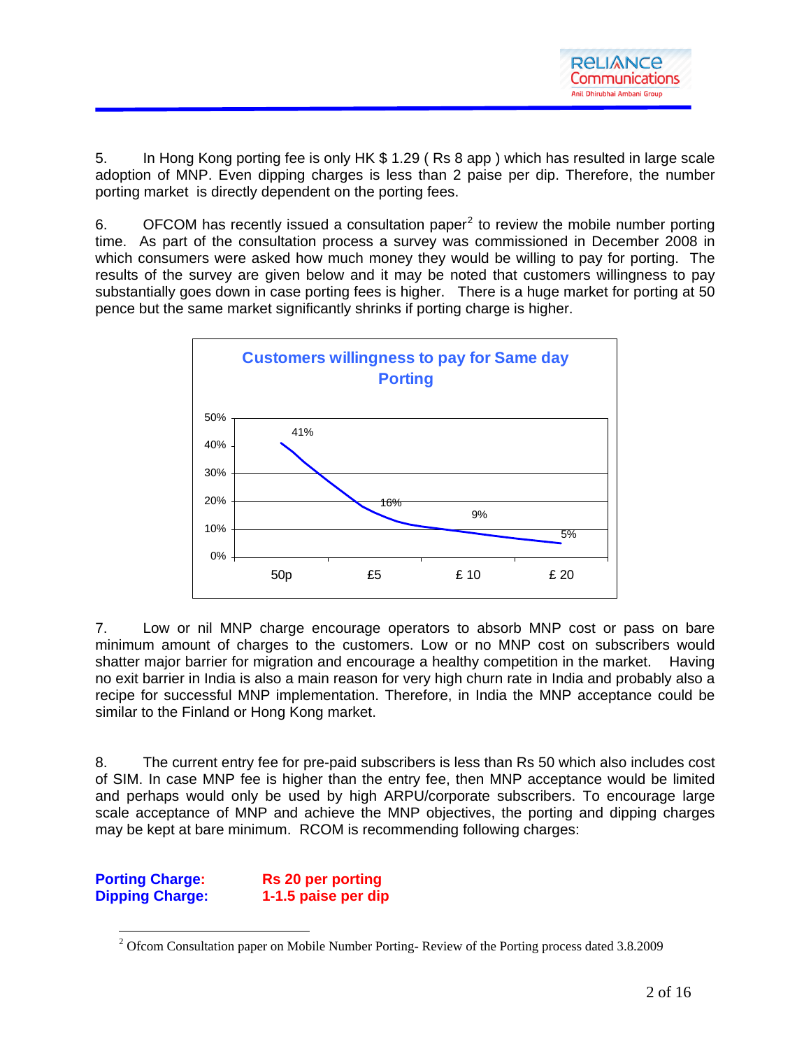5. In Hong Kong porting fee is only HK $ 1.29 ( Rs 8 app ) which has resulted in large scale adoption of MNP. Even dipping charges is less than 2 paise per dip. Therefore, the number porting market is directly dependent on the porting fees.

6. OFCOM has recently issued a consultation paper[2] to review the mobile number porting time. As part of the consultation process a survey was commissioned in December 2008 in which consumers were asked how much money they would be willing to pay for porting. The results of the survey are given below and it may be noted that customers willingness to pay substantially goes down in case porting fees is higher. There is a huge market for porting at 50 pence but the same market significantly shrinks if porting charge is higher.

**Customers willingness to pay for Same day Porting**

| Porting charge | Willingness to pay |
|---|---|
| 50p | 41% |
| £5 | 16% |
| £ 10 | 9% |
| £ 20 | 5% |

7. Low or nil MNP charge encourage operators to absorb MNP cost or pass on bare minimum amount of charges to the customers. Low or no MNP cost on subscribers would shatter major barrier for migration and encourage a healthy competition in the market. Having no exit barrier in India is also a main reason for very high churn rate in India and probably also a recipe for successful MNP implementation. Therefore, in India the MNP acceptance could be similar to the Finland or Hong Kong market.

8. The current entry fee for pre-paid subscribers is less than Rs 50 which also includes cost of SIM. In case MNP fee is higher than the entry fee, then MNP acceptance would be limited and perhaps would only be used by high ARPU/corporate subscribers. To encourage large scale acceptance of MNP and achieve the MNP objectives, the porting and dipping charges may be kept at bare minimum. RCOM is recommending following charges:

**Porting Charge:** **Rs 20 per porting**
**Dipping Charge:** **1-1.5 paise per dip**

[2] Ofcom Consultation paper on Mobile Number Porting- Review of the Porting process dated 3.8.2009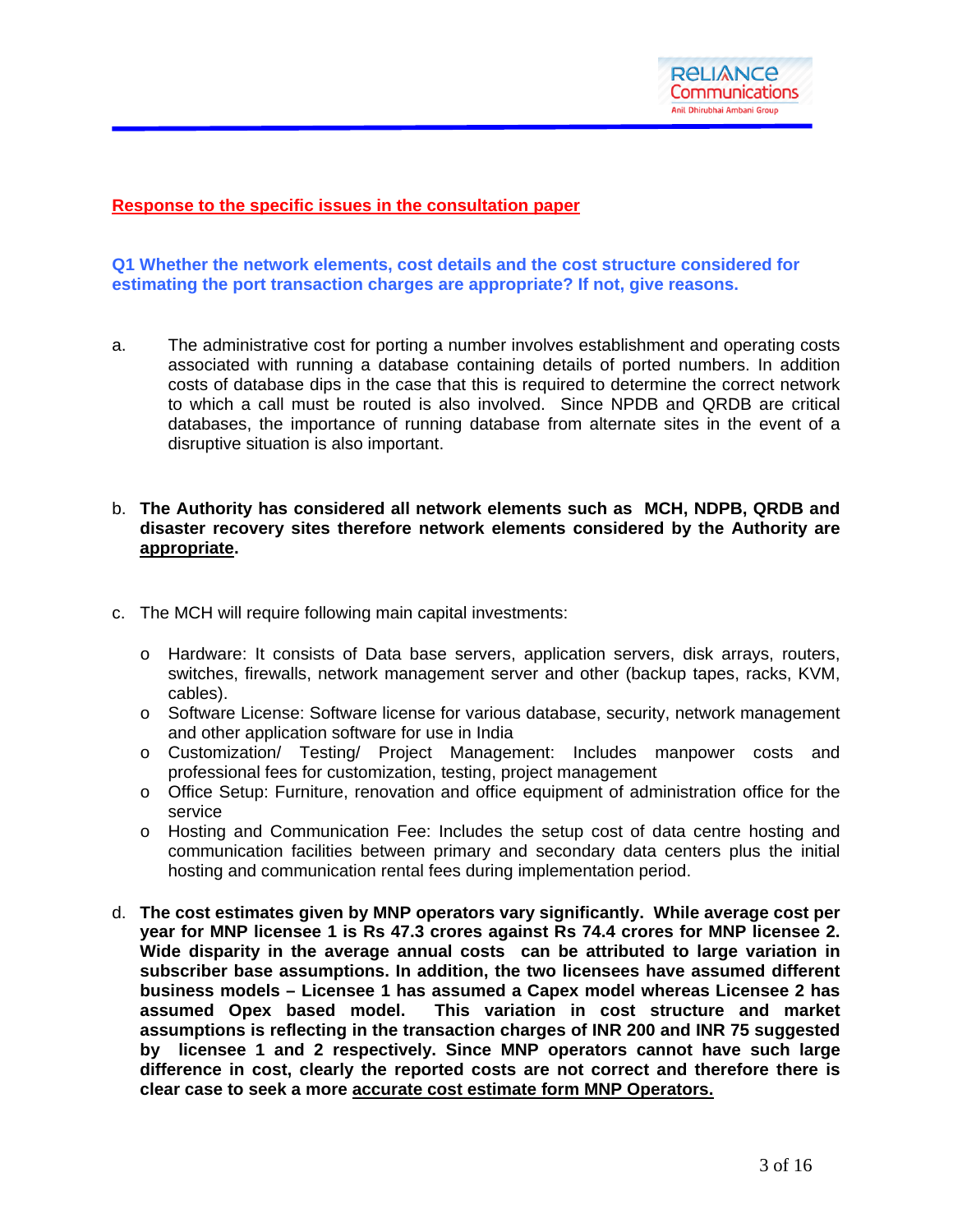**Response to the specific issues in the consultation paper**

**Q1 Whether the network elements, cost details and the cost structure considered for estimating the port transaction charges are appropriate? If not, give reasons.**

a. The administrative cost for porting a number involves establishment and operating costs associated with running a database containing details of ported numbers. In addition costs of database dips in the case that this is required to determine the correct network to which a call must be routed is also involved. Since NPDB and QRDB are critical databases, the importance of running database from alternate sites in the event of a disruptive situation is also important.

b. **The Authority has considered all network elements such as MCH, NDPB, QRDB and disaster recovery sites therefore network elements considered by the Authority are appropriate.**

c. The MCH will require following main capital investments:

- Hardware: It consists of Data base servers, application servers, disk arrays, routers, switches, firewalls, network management server and other (backup tapes, racks, KVM, cables).
- Software License: Software license for various database, security, network management and other application software for use in India
- Customization/ Testing/ Project Management: Includes manpower costs and professional fees for customization, testing, project management
- Office Setup: Furniture, renovation and office equipment of administration office for the service
- Hosting and Communication Fee: Includes the setup cost of data centre hosting and communication facilities between primary and secondary data centers plus the initial hosting and communication rental fees during implementation period.

d. **The cost estimates given by MNP operators vary significantly. While average cost per year for MNP licensee 1 is Rs 47.3 crores against Rs 74.4 crores for MNP licensee 2. Wide disparity in the average annual costs can be attributed to large variation in subscriber base assumptions. In addition, the two licensees have assumed different business models – Licensee 1 has assumed a Capex model whereas Licensee 2 has assumed Opex based model. This variation in cost structure and market assumptions is reflecting in the transaction charges of INR 200 and INR 75 suggested by licensee 1 and 2 respectively. Since MNP operators cannot have such large difference in cost, clearly the reported costs are not correct and therefore there is clear case to seek a more accurate cost estimate form MNP Operators.**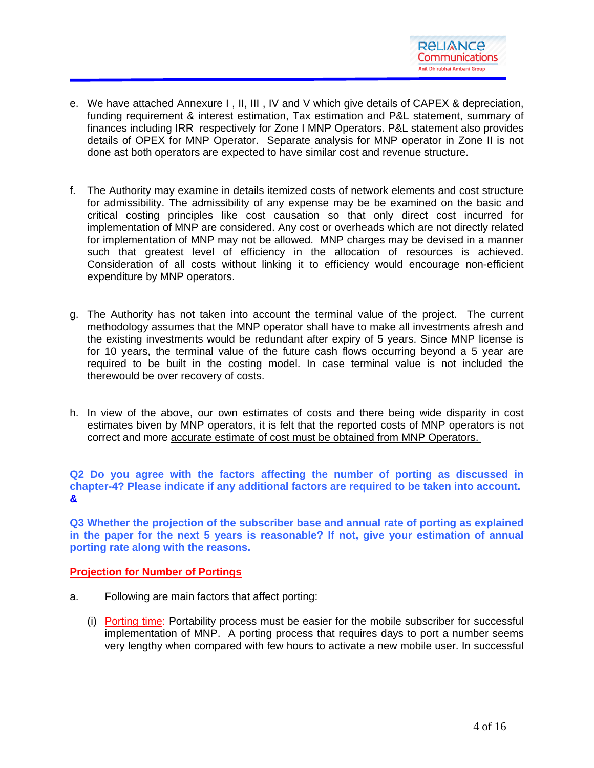e. We have attached Annexure I , II, III , IV and V which give details of CAPEX & depreciation, funding requirement & interest estimation, Tax estimation and P&L statement, summary of finances including IRR respectively for Zone I MNP Operators. P&L statement also provides details of OPEX for MNP Operator. Separate analysis for MNP operator in Zone II is not done ast both operators are expected to have similar cost and revenue structure.

f. The Authority may examine in details itemized costs of network elements and cost structure for admissibility. The admissibility of any expense may be be examined on the basic and critical costing principles like cost causation so that only direct cost incurred for implementation of MNP are considered. Any cost or overheads which are not directly related for implementation of MNP may not be allowed. MNP charges may be devised in a manner such that greatest level of efficiency in the allocation of resources is achieved. Consideration of all costs without linking it to efficiency would encourage non-efficient expenditure by MNP operators.

g. The Authority has not taken into account the terminal value of the project. The current methodology assumes that the MNP operator shall have to make all investments afresh and the existing investments would be redundant after expiry of 5 years. Since MNP license is for 10 years, the terminal value of the future cash flows occurring beyond a 5 year are required to be built in the costing model. In case terminal value is not included the therewould be over recovery of costs.

h. In view of the above, our own estimates of costs and there being wide disparity in cost estimates biven by MNP operators, it is felt that the reported costs of MNP operators is not correct and more <u>accurate estimate of cost must be obtained from MNP Operators.</u>

**Q2 Do you agree with the factors affecting the number of porting as discussed in chapter-4? Please indicate if any additional factors are required to be taken into account. &**

**Q3 Whether the projection of the subscriber base and annual rate of porting as explained in the paper for the next 5 years is reasonable? If not, give your estimation of annual porting rate along with the reasons.**

## <u>Projection for Number of Portings</u>

a. Following are main factors that affect porting:

(i) <u>Porting time:</u> Portability process must be easier for the mobile subscriber for successful implementation of MNP. A porting process that requires days to port a number seems very lengthy when compared with few hours to activate a new mobile user. In successful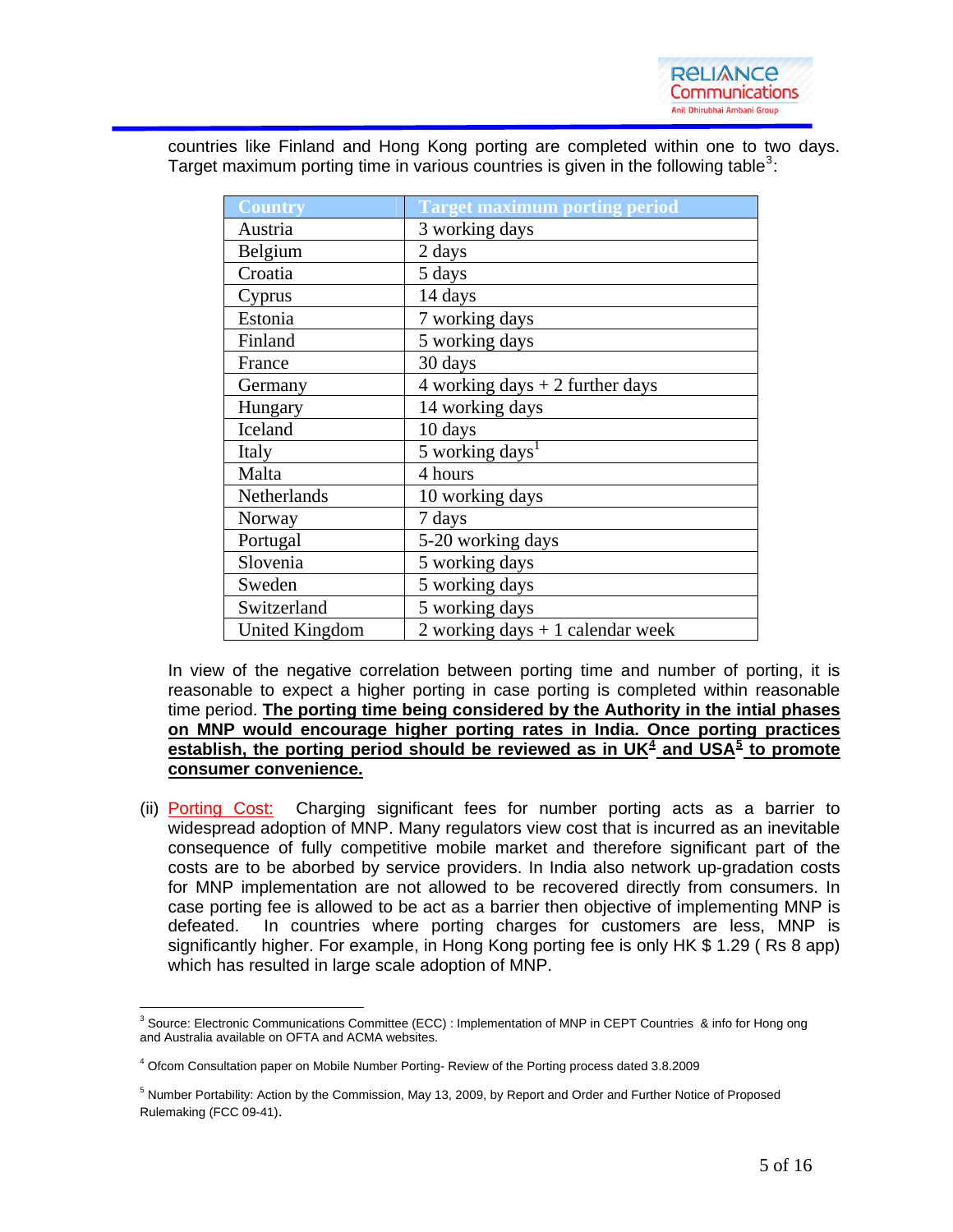countries like Finland and Hong Kong porting are completed within one to two days. Target maximum porting time in various countries is given in the following table[3]:

| Country | Target maximum porting period |
|---|---|
| Austria | 3 working days |
| Belgium | 2 days |
| Croatia | 5 days |
| Cyprus | 14 days |
| Estonia | 7 working days |
| Finland | 5 working days |
| France | 30 days |
| Germany | 4 working days + 2 further days |
| Hungary | 14 working days |
| Iceland | 10 days |
| Italy | 5 working days[1] |
| Malta | 4 hours |
| Netherlands | 10 working days |
| Norway | 7 days |
| Portugal | 5-20 working days |
| Slovenia | 5 working days |
| Sweden | 5 working days |
| Switzerland | 5 working days |
| United Kingdom | 2 working days + 1 calendar week |

In view of the negative correlation between porting time and number of porting, it is reasonable to expect a higher porting in case porting is completed within reasonable time period. **The porting time being considered by the Authority in the intial phases on MNP would encourage higher porting rates in India. Once porting practices establish, the porting period should be reviewed as in UK[4] and USA[5] to promote consumer convenience.**

(ii) Porting Cost: Charging significant fees for number porting acts as a barrier to widespread adoption of MNP. Many regulators view cost that is incurred as an inevitable consequence of fully competitive mobile market and therefore significant part of the costs are to be aborbed by service providers. In India also network up-gradation costs for MNP implementation are not allowed to be recovered directly from consumers. In case porting fee is allowed to be act as a barrier then objective of implementing MNP is defeated. In countries where porting charges for customers are less, MNP is significantly higher. For example, in Hong Kong porting fee is only HK $ 1.29 ( Rs 8 app) which has resulted in large scale adoption of MNP.

---

[3] Source: Electronic Communications Committee (ECC) : Implementation of MNP in CEPT Countries & info for Hong ong and Australia available on OFTA and ACMA websites.

[4] Ofcom Consultation paper on Mobile Number Porting- Review of the Porting process dated 3.8.2009

[5] Number Portability: Action by the Commission, May 13, 2009, by Report and Order and Further Notice of Proposed Rulemaking (FCC 09-41).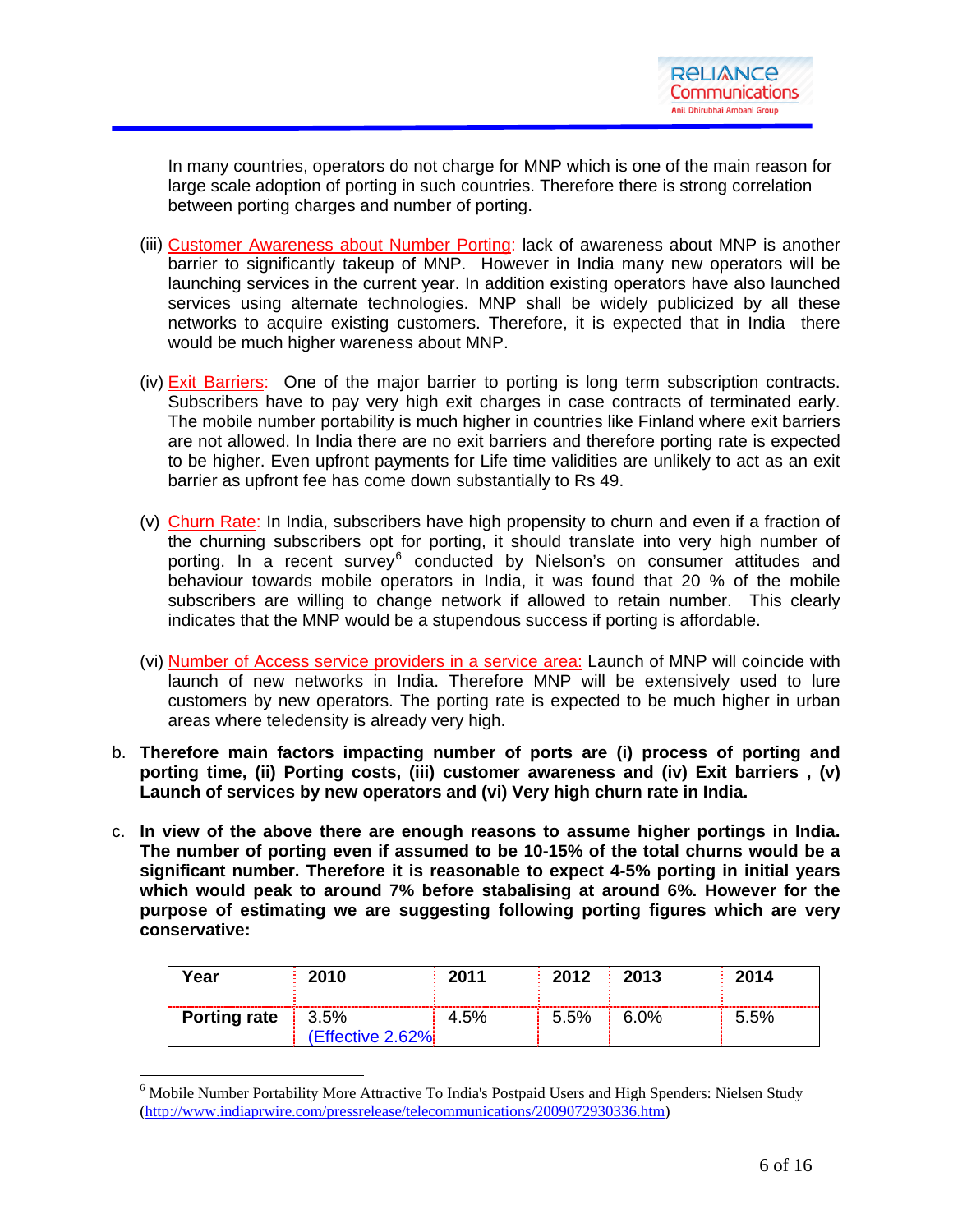In many countries, operators do not charge for MNP which is one of the main reason for large scale adoption of porting in such countries. Therefore there is strong correlation between porting charges and number of porting.

(iii) Customer Awareness about Number Porting: lack of awareness about MNP is another barrier to significantly takeup of MNP. However in India many new operators will be launching services in the current year. In addition existing operators have also launched services using alternate technologies. MNP shall be widely publicized by all these networks to acquire existing customers. Therefore, it is expected that in India there would be much higher wareness about MNP.

(iv) Exit Barriers: One of the major barrier to porting is long term subscription contracts. Subscribers have to pay very high exit charges in case contracts of terminated early. The mobile number portability is much higher in countries like Finland where exit barriers are not allowed. In India there are no exit barriers and therefore porting rate is expected to be higher. Even upfront payments for Life time validities are unlikely to act as an exit barrier as upfront fee has come down substantially to Rs 49.

(v) Churn Rate: In India, subscribers have high propensity to churn and even if a fraction of the churning subscribers opt for porting, it should translate into very high number of porting. In a recent survey[6] conducted by Nielson's on consumer attitudes and behaviour towards mobile operators in India, it was found that 20 % of the mobile subscribers are willing to change network if allowed to retain number. This clearly indicates that the MNP would be a stupendous success if porting is affordable.

(vi) Number of Access service providers in a service area: Launch of MNP will coincide with launch of new networks in India. Therefore MNP will be extensively used to lure customers by new operators. The porting rate is expected to be much higher in urban areas where teledensity is already very high.

b. **Therefore main factors impacting number of ports are (i) process of porting and porting time, (ii) Porting costs, (iii) customer awareness and (iv) Exit barriers , (v) Launch of services by new operators and (vi) Very high churn rate in India.**

c. **In view of the above there are enough reasons to assume higher portings in India. The number of porting even if assumed to be 10-15% of the total churns would be a significant number. Therefore it is reasonable to expect 4-5% porting in initial years which would peak to around 7% before stabalising at around 6%. However for the purpose of estimating we are suggesting following porting figures which are very conservative:**

| Year | 2010 | 2011 | 2012 | 2013 | 2014 |
|---|---|---|---|---|---|
| **Porting rate** | 3.5% (Effective 2.62%) | 4.5% | 5.5% | 6.0% | 5.5% |

[6] Mobile Number Portability More Attractive To India's Postpaid Users and High Spenders: Nielsen Study (http://www.indiaprwire.com/pressrelease/telecommunications/2009072930336.htm)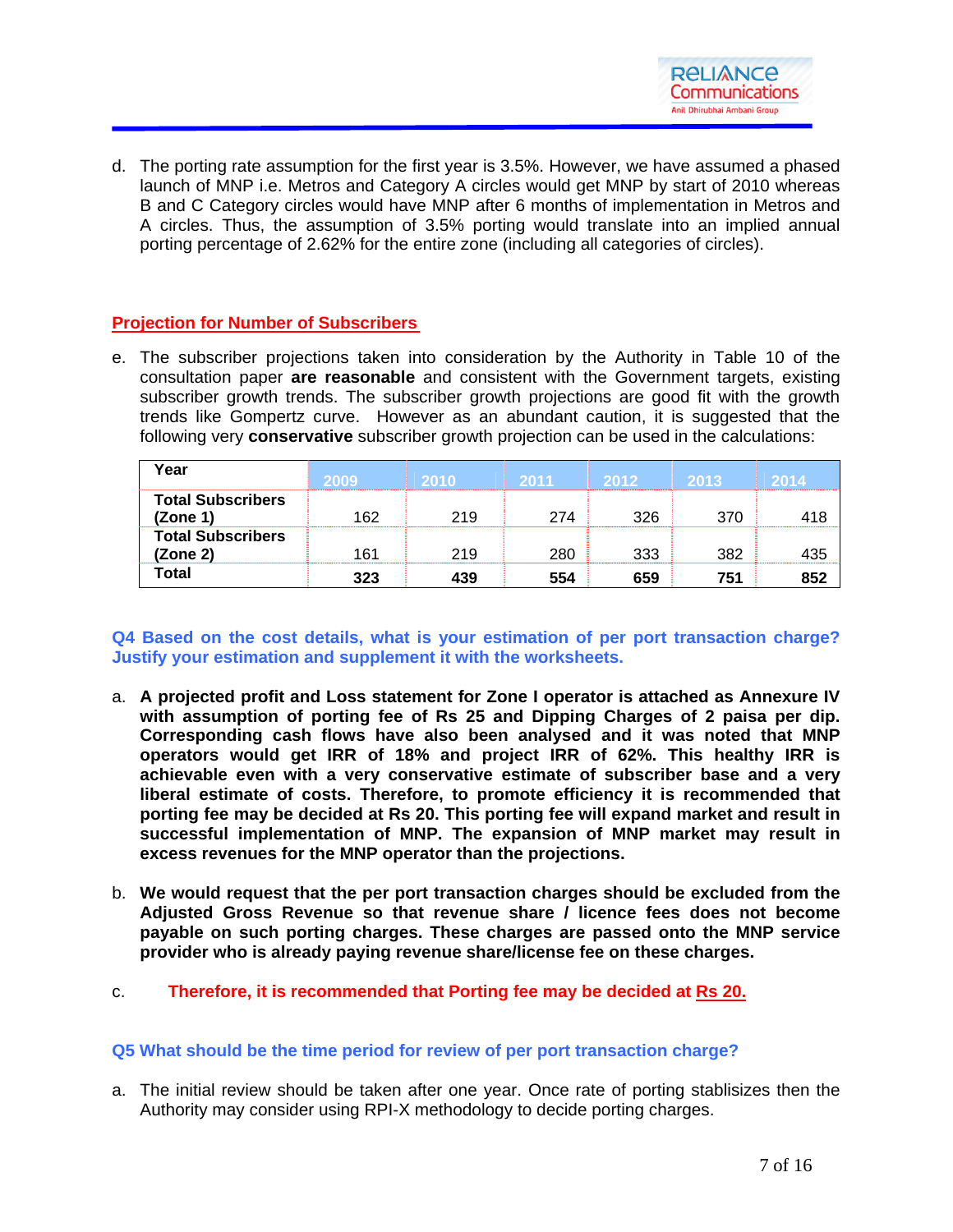d. The porting rate assumption for the first year is 3.5%. However, we have assumed a phased launch of MNP i.e. Metros and Category A circles would get MNP by start of 2010 whereas B and C Category circles would have MNP after 6 months of implementation in Metros and A circles. Thus, the assumption of 3.5% porting would translate into an implied annual porting percentage of 2.62% for the entire zone (including all categories of circles).

## Projection for Number of Subscribers

e. The subscriber projections taken into consideration by the Authority in Table 10 of the consultation paper **are reasonable** and consistent with the Government targets, existing subscriber growth trends. The subscriber growth projections are good fit with the growth trends like Gompertz curve. However as an abundant caution, it is suggested that the following very **conservative** subscriber growth projection can be used in the calculations:

| Year | 2009 | 2010 | 2011 | 2012 | 2013 | 2014 |
|---|---|---|---|---|---|---|
| **Total Subscribers (Zone 1)** | 162 | 219 | 274 | 326 | 370 | 418 |
| **Total Subscribers (Zone 2)** | 161 | 219 | 280 | 333 | 382 | 435 |
| **Total** | **323** | **439** | **554** | **659** | **751** | **852** |

### Q4 Based on the cost details, what is your estimation of per port transaction charge? Justify your estimation and supplement it with the worksheets.

a. **A projected profit and Loss statement for Zone I operator is attached as Annexure IV with assumption of porting fee of Rs 25 and Dipping Charges of 2 paisa per dip. Corresponding cash flows have also been analysed and it was noted that MNP operators would get IRR of 18% and project IRR of 62%. This healthy IRR is achievable even with a very conservative estimate of subscriber base and a very liberal estimate of costs. Therefore, to promote efficiency it is recommended that porting fee may be decided at Rs 20. This porting fee will expand market and result in successful implementation of MNP. The expansion of MNP market may result in excess revenues for the MNP operator than the projections.**

b. **We would request that the per port transaction charges should be excluded from the Adjusted Gross Revenue so that revenue share / licence fees does not become payable on such porting charges. These charges are passed onto the MNP service provider who is already paying revenue share/license fee on these charges.**

c. **Therefore, it is recommended that Porting fee may be decided at Rs 20.**

### Q5 What should be the time period for review of per port transaction charge?

a. The initial review should be taken after one year. Once rate of porting stablisizes then the Authority may consider using RPI-X methodology to decide porting charges.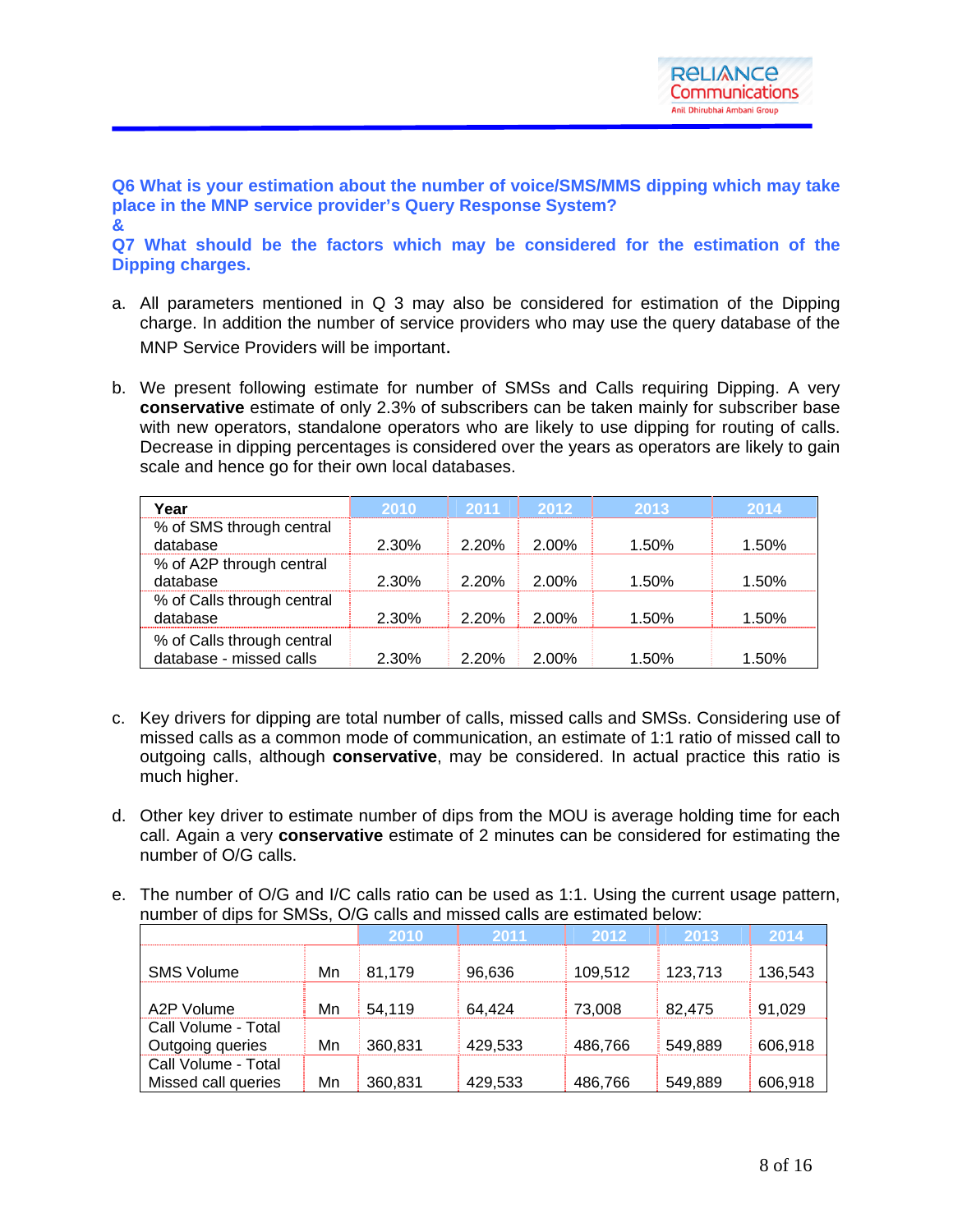**Q6 What is your estimation about the number of voice/SMS/MMS dipping which may take place in the MNP service provider's Query Response System?**
**&**
**Q7 What should be the factors which may be considered for the estimation of the Dipping charges.**

a. All parameters mentioned in Q 3 may also be considered for estimation of the Dipping charge. In addition the number of service providers who may use the query database of the MNP Service Providers will be important.

b. We present following estimate for number of SMSs and Calls requiring Dipping. A very **conservative** estimate of only 2.3% of subscribers can be taken mainly for subscriber base with new operators, standalone operators who are likely to use dipping for routing of calls. Decrease in dipping percentages is considered over the years as operators are likely to gain scale and hence go for their own local databases.

| Year | 2010 | 2011 | 2012 | 2013 | 2014 |
|---|---|---|---|---|---|
| % of SMS through central database | 2.30% | 2.20% | 2.00% | 1.50% | 1.50% |
| % of A2P through central database | 2.30% | 2.20% | 2.00% | 1.50% | 1.50% |
| % of Calls through central database | 2.30% | 2.20% | 2.00% | 1.50% | 1.50% |
| % of Calls through central database - missed calls | 2.30% | 2.20% | 2.00% | 1.50% | 1.50% |

c. Key drivers for dipping are total number of calls, missed calls and SMSs. Considering use of missed calls as a common mode of communication, an estimate of 1:1 ratio of missed call to outgoing calls, although **conservative**, may be considered. In actual practice this ratio is much higher.

d. Other key driver to estimate number of dips from the MOU is average holding time for each call. Again a very **conservative** estimate of 2 minutes can be considered for estimating the number of O/G calls.

e. The number of O/G and I/C calls ratio can be used as 1:1. Using the current usage pattern, number of dips for SMSs, O/G calls and missed calls are estimated below:

| | | 2010 | 2011 | 2012 | 2013 | 2014 |
|---|---|---|---|---|---|---|
| SMS Volume | Mn | 81,179 | 96,636 | 109,512 | 123,713 | 136,543 |
| A2P Volume | Mn | 54,119 | 64,424 | 73,008 | 82,475 | 91,029 |
| Call Volume - Total Outgoing queries | Mn | 360,831 | 429,533 | 486,766 | 549,889 | 606,918 |
| Call Volume - Total Missed call queries | Mn | 360,831 | 429,533 | 486,766 | 549,889 | 606,918 |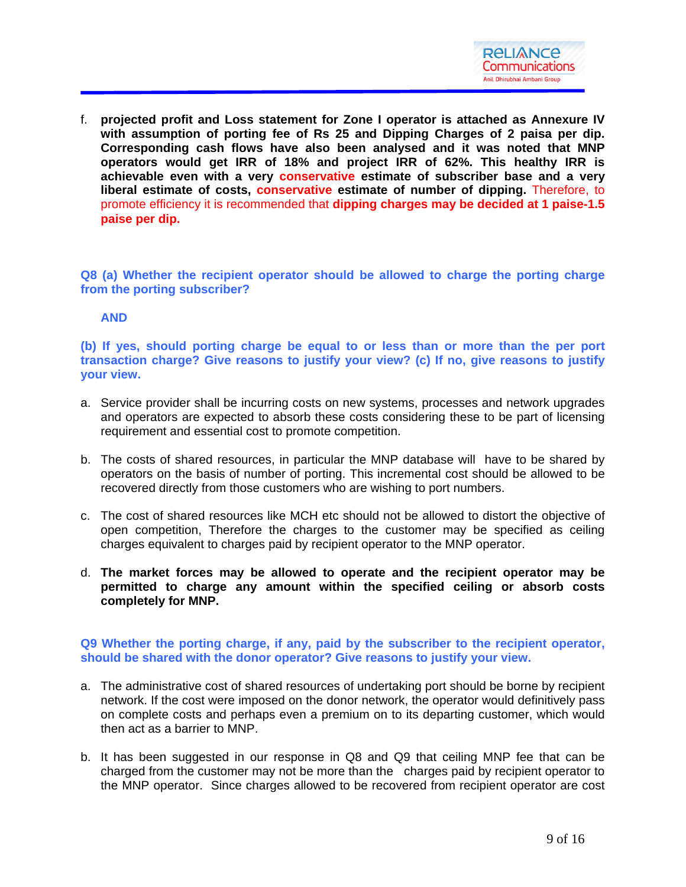f. **projected profit and Loss statement for Zone I operator is attached as Annexure IV with assumption of porting fee of Rs 25 and Dipping Charges of 2 paisa per dip. Corresponding cash flows have also been analysed and it was noted that MNP operators would get IRR of 18% and project IRR of 62%. This healthy IRR is achievable even with a very conservative estimate of subscriber base and a very liberal estimate of costs, conservative estimate of number of dipping.** Therefore, to promote efficiency it is recommended that **dipping charges may be decided at 1 paise-1.5 paise per dip.**

**Q8 (a) Whether the recipient operator should be allowed to charge the porting charge from the porting subscriber?**

**AND**

**(b) If yes, should porting charge be equal to or less than or more than the per port transaction charge? Give reasons to justify your view? (c) If no, give reasons to justify your view.**

a. Service provider shall be incurring costs on new systems, processes and network upgrades and operators are expected to absorb these costs considering these to be part of licensing requirement and essential cost to promote competition.

b. The costs of shared resources, in particular the MNP database will have to be shared by operators on the basis of number of porting. This incremental cost should be allowed to be recovered directly from those customers who are wishing to port numbers.

c. The cost of shared resources like MCH etc should not be allowed to distort the objective of open competition, Therefore the charges to the customer may be specified as ceiling charges equivalent to charges paid by recipient operator to the MNP operator.

d. **The market forces may be allowed to operate and the recipient operator may be permitted to charge any amount within the specified ceiling or absorb costs completely for MNP.**

**Q9 Whether the porting charge, if any, paid by the subscriber to the recipient operator, should be shared with the donor operator? Give reasons to justify your view.**

a. The administrative cost of shared resources of undertaking port should be borne by recipient network. If the cost were imposed on the donor network, the operator would definitively pass on complete costs and perhaps even a premium on to its departing customer, which would then act as a barrier to MNP.

b. It has been suggested in our response in Q8 and Q9 that ceiling MNP fee that can be charged from the customer may not be more than the charges paid by recipient operator to the MNP operator. Since charges allowed to be recovered from recipient operator are cost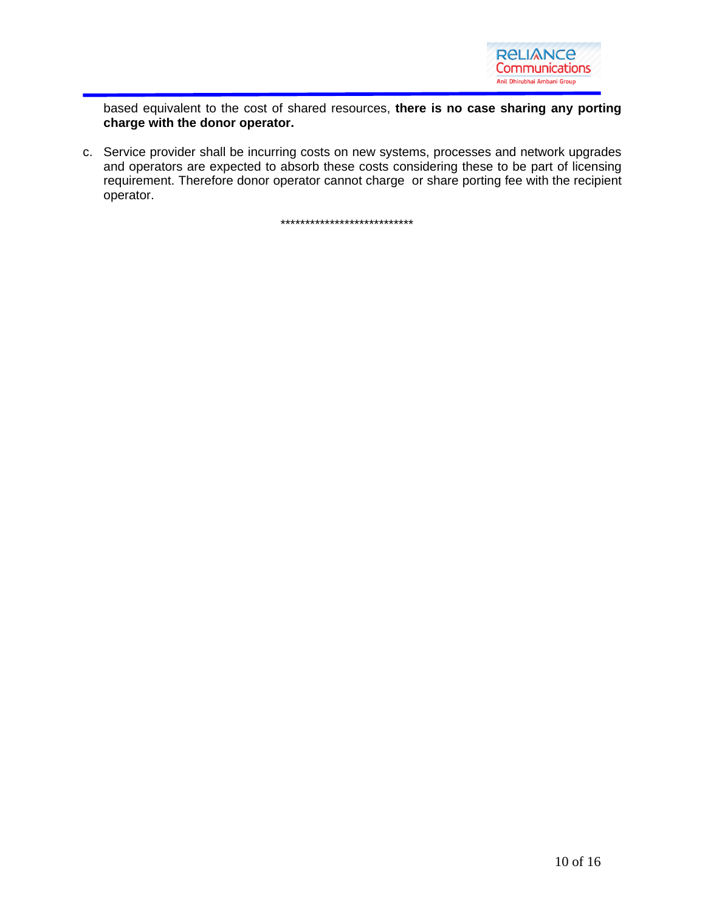based equivalent to the cost of shared resources, **there is no case sharing any porting charge with the donor operator.**

c. Service provider shall be incurring costs on new systems, processes and network upgrades and operators are expected to absorb these costs considering these to be part of licensing requirement. Therefore donor operator cannot charge or share porting fee with the recipient operator.

***************************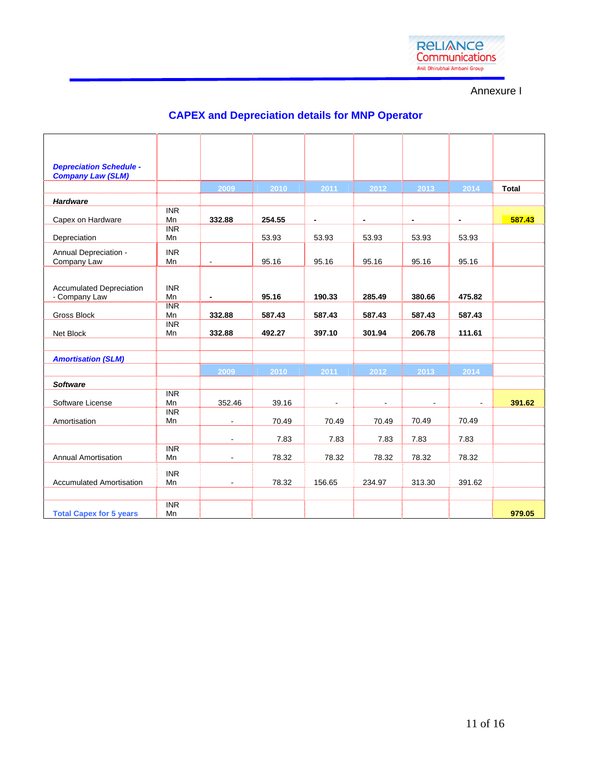Annexure I

## CAPEX and Depreciation details for MNP Operator

| ***Depreciation Schedule - Company Law (SLM)*** | | 2009 | 2010 | 2011 | 2012 | 2013 | 2014 | **Total** |
|---|---|---|---|---|---|---|---|---|
| ***Hardware*** | | | | | | | | |
| Capex on Hardware | INR Mn | **332.88** | **254.55** | **-** | **-** | **-** | **-** | **587.43** |
| Depreciation | INR Mn | | 53.93 | 53.93 | 53.93 | 53.93 | 53.93 | |
| Annual Depreciation - Company Law | INR Mn | - | 95.16 | 95.16 | 95.16 | 95.16 | 95.16 | |
| Accumulated Depreciation - Company Law | INR Mn | **-** | **95.16** | **190.33** | **285.49** | **380.66** | **475.82** | |
| Gross Block | INR Mn | **332.88** | **587.43** | **587.43** | **587.43** | **587.43** | **587.43** | |
| Net Block | INR Mn | **332.88** | **492.27** | **397.10** | **301.94** | **206.78** | **111.61** | |
| | | | | | | | | |
| ***Amortisation (SLM)*** | | | | | | | | |
| | | 2009 | 2010 | 2011 | 2012 | 2013 | 2014 | |
| ***Software*** | | | | | | | | |
| Software License | INR Mn | 352.46 | 39.16 | - | - | - | - | **391.62** |
| Amortisation | INR Mn | - | 70.49 | 70.49 | 70.49 | 70.49 | 70.49 | |
| | | - | 7.83 | 7.83 | 7.83 | 7.83 | 7.83 | |
| Annual Amortisation | INR Mn | - | 78.32 | 78.32 | 78.32 | 78.32 | 78.32 | |
| Accumulated Amortisation | INR Mn | - | 78.32 | 156.65 | 234.97 | 313.30 | 391.62 | |
| | | | | | | | | |
| **Total Capex for 5 years** | INR Mn | | | | | | | **979.05** |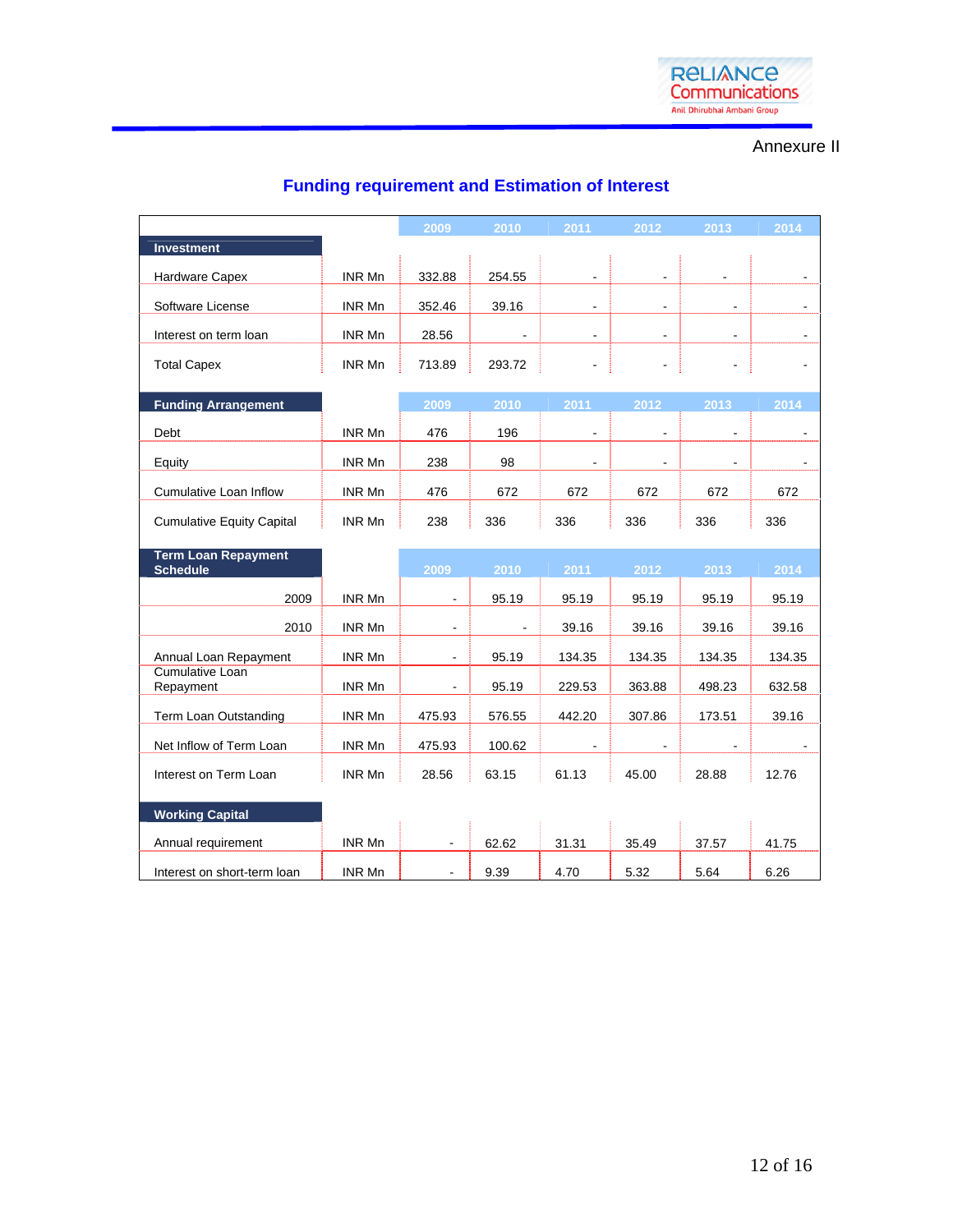Annexure II

## Funding requirement and Estimation of Interest

| | | 2009 | 2010 | 2011 | 2012 | 2013 | 2014 |
|---|---|---|---|---|---|---|---|
| **Investment** | | | | | | | |
| Hardware Capex | INR Mn | 332.88 | 254.55 | - | - | - | - |
| Software License | INR Mn | 352.46 | 39.16 | - | - | - | - |
| Interest on term loan | INR Mn | 28.56 | - | - | - | - | - |
| Total Capex | INR Mn | 713.89 | 293.72 | - | - | - | - |
| **Funding Arrangement** | | **2009** | **2010** | **2011** | **2012** | **2013** | **2014** |
| Debt | INR Mn | 476 | 196 | - | - | - | - |
| Equity | INR Mn | 238 | 98 | - | - | - | - |
| Cumulative Loan Inflow | INR Mn | 476 | 672 | 672 | 672 | 672 | 672 |
| Cumulative Equity Capital | INR Mn | 238 | 336 | 336 | 336 | 336 | 336 |
| **Term Loan Repayment Schedule** | | **2009** | **2010** | **2011** | **2012** | **2013** | **2014** |
| 2009 | INR Mn | - | 95.19 | 95.19 | 95.19 | 95.19 | 95.19 |
| 2010 | INR Mn | - | - | 39.16 | 39.16 | 39.16 | 39.16 |
| Annual Loan Repayment | INR Mn | - | 95.19 | 134.35 | 134.35 | 134.35 | 134.35 |
| Cumulative Loan Repayment | INR Mn | - | 95.19 | 229.53 | 363.88 | 498.23 | 632.58 |
| Term Loan Outstanding | INR Mn | 475.93 | 576.55 | 442.20 | 307.86 | 173.51 | 39.16 |
| Net Inflow of Term Loan | INR Mn | 475.93 | 100.62 | - | - | - | - |
| Interest on Term Loan | INR Mn | 28.56 | 63.15 | 61.13 | 45.00 | 28.88 | 12.76 |
| **Working Capital** | | | | | | | |
| Annual requirement | INR Mn | - | 62.62 | 31.31 | 35.49 | 37.57 | 41.75 |
| Interest on short-term loan | INR Mn | - | 9.39 | 4.70 | 5.32 | 5.64 | 6.26 |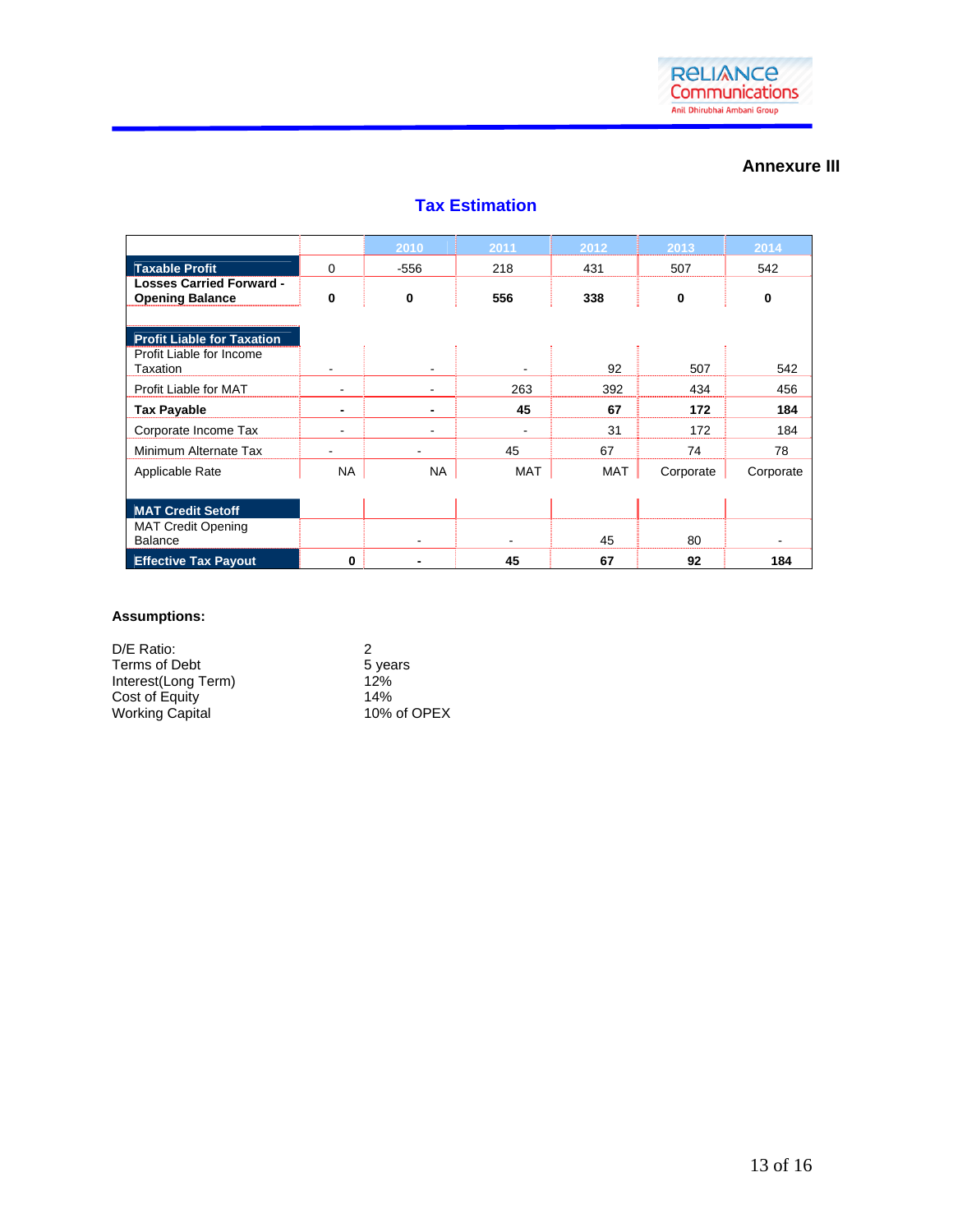Annexure III

## Tax Estimation

| | | 2010 | 2011 | 2012 | 2013 | 2014 |
|---|---|---|---|---|---|---|
| **Taxable Profit** | 0 | -556 | 218 | 431 | 507 | 542 |
| **Losses Carried Forward - Opening Balance** | **0** | **0** | **556** | **338** | **0** | **0** |
| **Profit Liable for Taxation** | | | | | | |
| Profit Liable for Income Taxation | - | - | - | 92 | 507 | 542 |
| Profit Liable for MAT | - | - | 263 | 392 | 434 | 456 |
| **Tax Payable** | **-** | **-** | **45** | **67** | **172** | **184** |
| Corporate Income Tax | - | - | - | 31 | 172 | 184 |
| Minimum Alternate Tax | - | - | 45 | 67 | 74 | 78 |
| Applicable Rate | NA | NA | MAT | MAT | Corporate | Corporate |
| **MAT Credit Setoff** | | | | | | |
| MAT Credit Opening Balance | | - | - | 45 | 80 | - |
| **Effective Tax Payout** | **0** | **-** | **45** | **67** | **92** | **184** |

**Assumptions:**

| | |
|---|---|
| D/E Ratio: | 2 |
| Terms of Debt | 5 years |
| Interest(Long Term) | 12% |
| Cost of Equity | 14% |
| Working Capital | 10% of OPEX |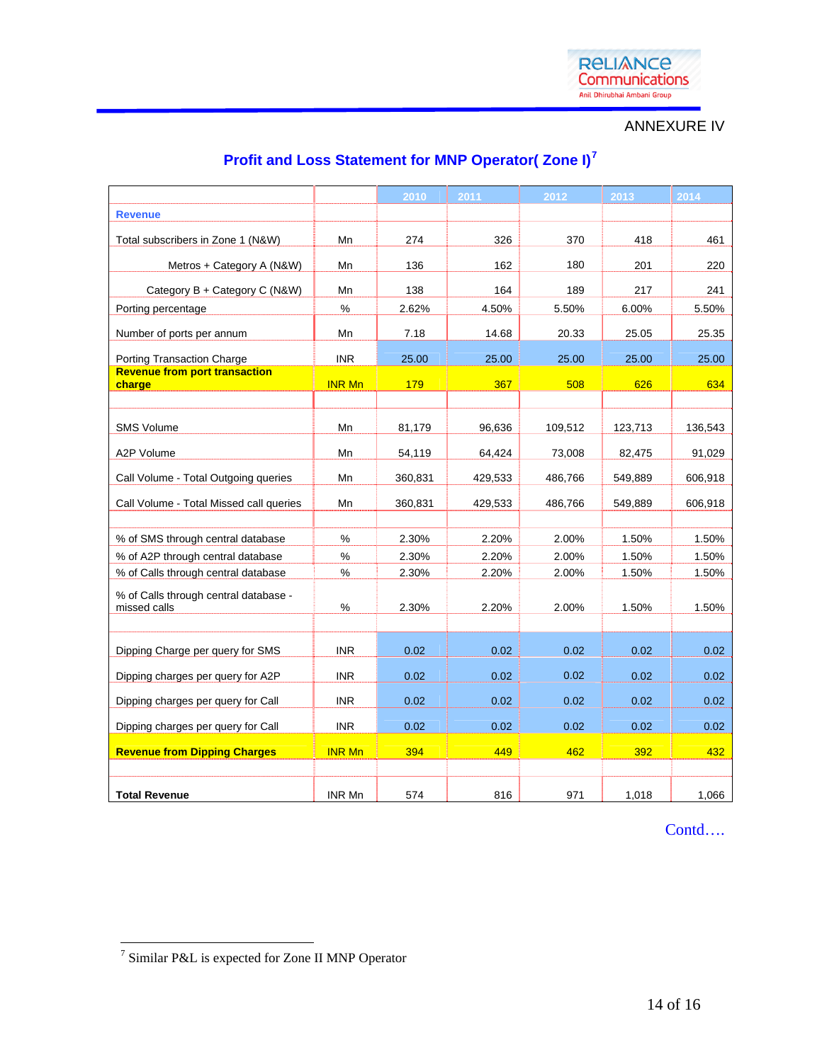ANNEXURE IV

## Profit and Loss Statement for MNP Operator( Zone I)[7]

| | | 2010 | 2011 | 2012 | 2013 | 2014 |
|---|---|---|---|---|---|---|
| **Revenue** | | | | | | |
| Total subscribers in Zone 1 (N&W) | Mn | 274 | 326 | 370 | 418 | 461 |
| Metros + Category A (N&W) | Mn | 136 | 162 | 180 | 201 | 220 |
| Category B + Category C (N&W) | Mn | 138 | 164 | 189 | 217 | 241 |
| Porting percentage | % | 2.62% | 4.50% | 5.50% | 6.00% | 5.50% |
| Number of ports per annum | Mn | 7.18 | 14.68 | 20.33 | 25.05 | 25.35 |
| Porting Transaction Charge | INR | 25.00 | 25.00 | 25.00 | 25.00 | 25.00 |
| **Revenue from port transaction charge** | INR Mn | 179 | 367 | 508 | 626 | 634 |
| | | | | | | |
| SMS Volume | Mn | 81,179 | 96,636 | 109,512 | 123,713 | 136,543 |
| A2P Volume | Mn | 54,119 | 64,424 | 73,008 | 82,475 | 91,029 |
| Call Volume - Total Outgoing queries | Mn | 360,831 | 429,533 | 486,766 | 549,889 | 606,918 |
| Call Volume - Total Missed call queries | Mn | 360,831 | 429,533 | 486,766 | 549,889 | 606,918 |
| | | | | | | |
| % of SMS through central database | % | 2.30% | 2.20% | 2.00% | 1.50% | 1.50% |
| % of A2P through central database | % | 2.30% | 2.20% | 2.00% | 1.50% | 1.50% |
| % of Calls through central database | % | 2.30% | 2.20% | 2.00% | 1.50% | 1.50% |
| % of Calls through central database - missed calls | % | 2.30% | 2.20% | 2.00% | 1.50% | 1.50% |
| | | | | | | |
| Dipping Charge per query for SMS | INR | 0.02 | 0.02 | 0.02 | 0.02 | 0.02 |
| Dipping charges per query for A2P | INR | 0.02 | 0.02 | 0.02 | 0.02 | 0.02 |
| Dipping charges per query for Call | INR | 0.02 | 0.02 | 0.02 | 0.02 | 0.02 |
| Dipping charges per query for Call | INR | 0.02 | 0.02 | 0.02 | 0.02 | 0.02 |
| **Revenue from Dipping Charges** | INR Mn | 394 | 449 | 462 | 392 | 432 |
| | | | | | | |
| **Total Revenue** | INR Mn | 574 | 816 | 971 | 1,018 | 1,066 |

Contd….

[7] Similar P&L is expected for Zone II MNP Operator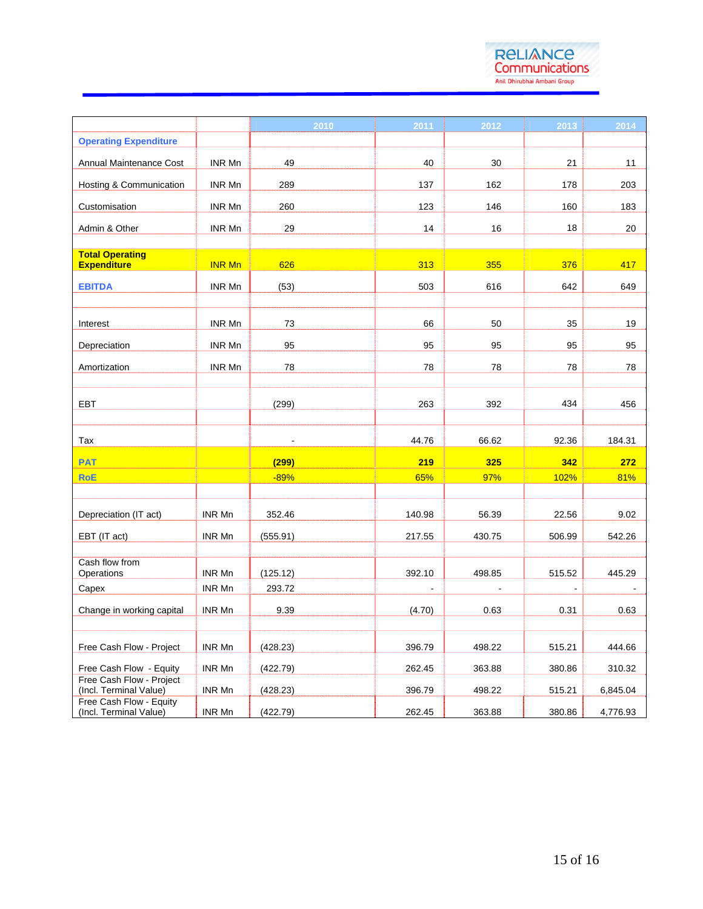| | | 2010 | 2011 | 2012 | 2013 | 2014 |
|---|---|---|---|---|---|---|
| **Operating Expenditure** | | | | | | |
| Annual Maintenance Cost | INR Mn | 49 | 40 | 30 | 21 | 11 |
| Hosting & Communication | INR Mn | 289 | 137 | 162 | 178 | 203 |
| Customisation | INR Mn | 260 | 123 | 146 | 160 | 183 |
| Admin & Other | INR Mn | 29 | 14 | 16 | 18 | 20 |
| | | | | | | |
| **Total Operating Expenditure** | INR Mn | 626 | 313 | 355 | 376 | 417 |
| **EBITDA** | INR Mn | (53) | 503 | 616 | 642 | 649 |
| | | | | | | |
| Interest | INR Mn | 73 | 66 | 50 | 35 | 19 |
| Depreciation | INR Mn | 95 | 95 | 95 | 95 | 95 |
| Amortization | INR Mn | 78 | 78 | 78 | 78 | 78 |
| | | | | | | |
| EBT | | (299) | 263 | 392 | 434 | 456 |
| | | | | | | |
| Tax | | - | 44.76 | 66.62 | 92.36 | 184.31 |
| **PAT** | | **(299)** | **219** | **325** | **342** | **272** |
| **RoE** | | -89% | 65% | 97% | 102% | 81% |
| | | | | | | |
| Depreciation (IT act) | INR Mn | 352.46 | 140.98 | 56.39 | 22.56 | 9.02 |
| EBT (IT act) | INR Mn | (555.91) | 217.55 | 430.75 | 506.99 | 542.26 |
| | | | | | | |
| Cash flow from Operations | INR Mn | (125.12) | 392.10 | 498.85 | 515.52 | 445.29 |
| Capex | INR Mn | 293.72 | - | - | - | - |
| Change in working capital | INR Mn | 9.39 | (4.70) | 0.63 | 0.31 | 0.63 |
| | | | | | | |
| Free Cash Flow - Project | INR Mn | (428.23) | 396.79 | 498.22 | 515.21 | 444.66 |
| Free Cash Flow - Equity | INR Mn | (422.79) | 262.45 | 363.88 | 380.86 | 310.32 |
| Free Cash Flow - Project (Incl. Terminal Value) | INR Mn | (428.23) | 396.79 | 498.22 | 515.21 | 6,845.04 |
| Free Cash Flow - Equity (Incl. Terminal Value) | INR Mn | (422.79) | 262.45 | 363.88 | 380.86 | 4,776.93 |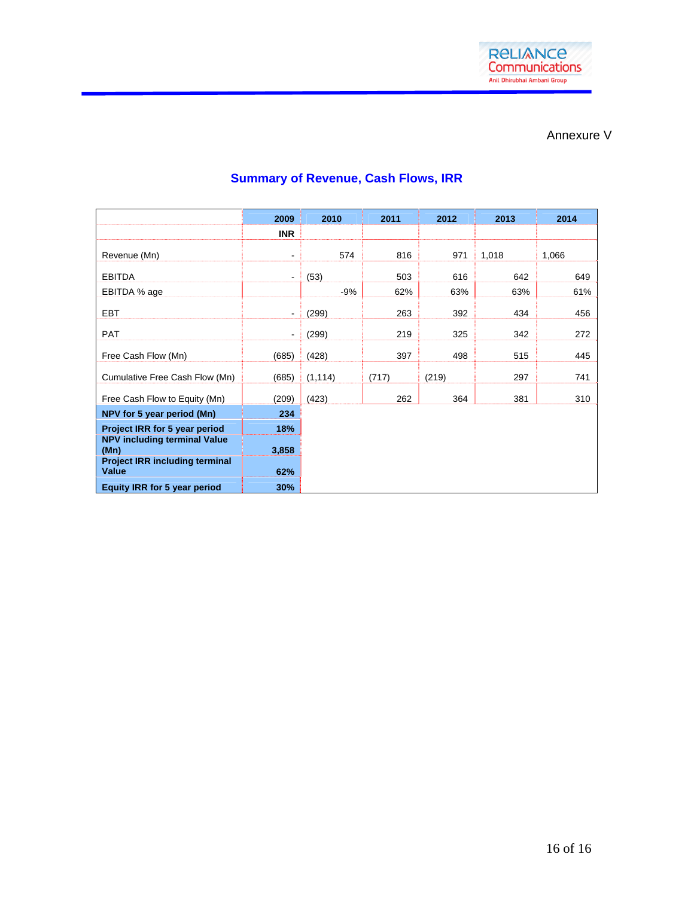Annexure V

## Summary of Revenue, Cash Flows, IRR

| | 2009 | 2010 | 2011 | 2012 | 2013 | 2014 |
|---|---|---|---|---|---|---|
| | INR | | | | | |
| Revenue (Mn) | - | 574 | 816 | 971 | 1,018 | 1,066 |
| EBITDA | - | (53) | 503 | 616 | 642 | 649 |
| EBITDA % age | | -9% | 62% | 63% | 63% | 61% |
| EBT | - | (299) | 263 | 392 | 434 | 456 |
| PAT | - | (299) | 219 | 325 | 342 | 272 |
| Free Cash Flow (Mn) | (685) | (428) | 397 | 498 | 515 | 445 |
| Cumulative Free Cash Flow (Mn) | (685) | (1,114) | (717) | (219) | 297 | 741 |
| Free Cash Flow to Equity (Mn) | (209) | (423) | 262 | 364 | 381 | 310 |
| **NPV for 5 year period (Mn)** | **234** | | | | | |
| **Project IRR for 5 year period** | **18%** | | | | | |
| **NPV including terminal Value (Mn)** | **3,858** | | | | | |
| **Project IRR including terminal Value** | **62%** | | | | | |
| **Equity IRR for 5 year period** | **30%** | | | | | |